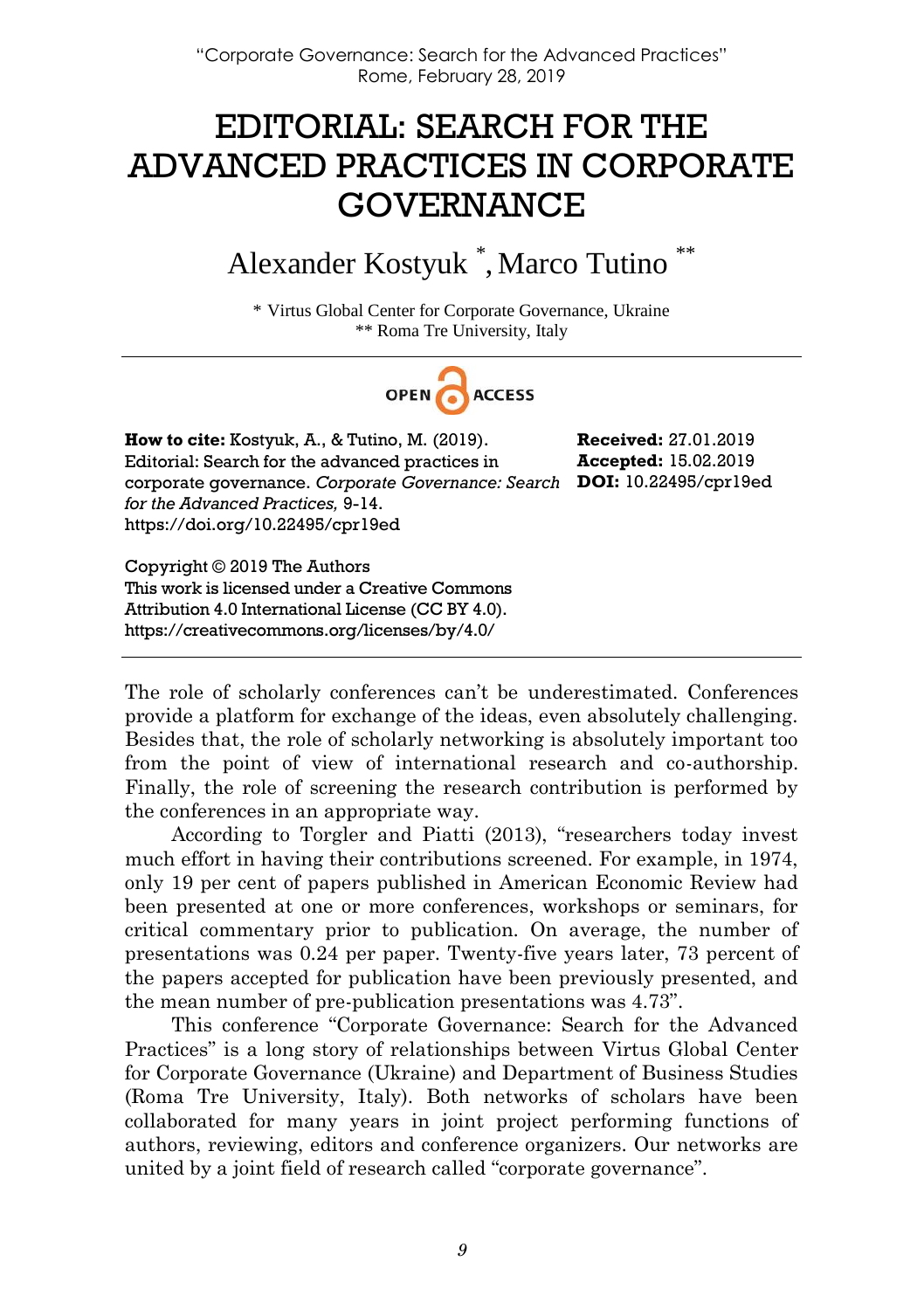# EDITORIAL: SEARCH FOR THE ADVANCED PRACTICES IN CORPORATE GOVERNANCE

Alexander Kostyuk [*], Marco Tutino [**]

[*] Virtus Global Center for Corporate Governance, Ukraine
[**] Roma Tre University, Italy

OPEN ACCESS

**How to cite:** Kostyuk, A., & Tutino, M. (2019). Editorial: Search for the advanced practices in corporate governance. *Corporate Governance: Search for the Advanced Practices,* 9-14. https://doi.org/10.22495/cpr19ed

**Received:** 27.01.2019
**Accepted:** 15.02.2019
**DOI:** 10.22495/cpr19ed

Copyright © 2019 The Authors
This work is licensed under a Creative Commons Attribution 4.0 International License (CC BY 4.0). https://creativecommons.org/licenses/by/4.0/

---

The role of scholarly conferences can't be underestimated. Conferences provide a platform for exchange of the ideas, even absolutely challenging. Besides that, the role of scholarly networking is absolutely important too from the point of view of international research and co-authorship. Finally, the role of screening the research contribution is performed by the conferences in an appropriate way.

According to Torgler and Piatti (2013), "researchers today invest much effort in having their contributions screened. For example, in 1974, only 19 per cent of papers published in American Economic Review had been presented at one or more conferences, workshops or seminars, for critical commentary prior to publication. On average, the number of presentations was 0.24 per paper. Twenty-five years later, 73 percent of the papers accepted for publication have been previously presented, and the mean number of pre-publication presentations was 4.73".

This conference "Corporate Governance: Search for the Advanced Practices" is a long story of relationships between Virtus Global Center for Corporate Governance (Ukraine) and Department of Business Studies (Roma Tre University, Italy). Both networks of scholars have been collaborated for many years in joint project performing functions of authors, reviewing, editors and conference organizers. Our networks are united by a joint field of research called "corporate governance".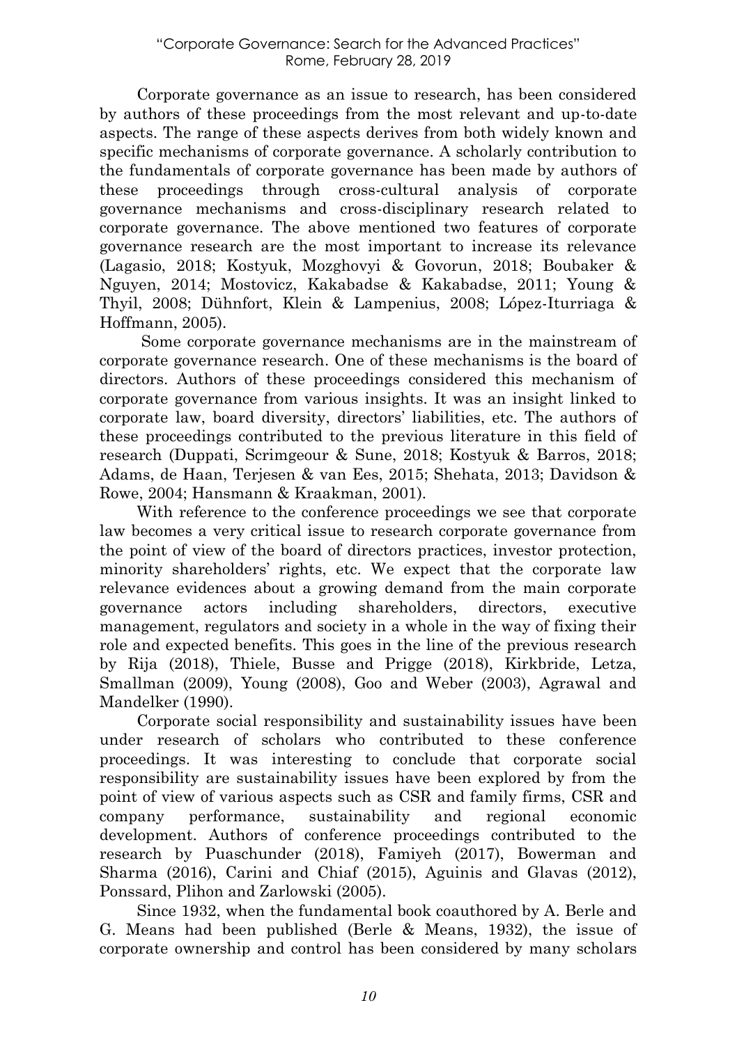Corporate governance as an issue to research, has been considered by authors of these proceedings from the most relevant and up-to-date aspects. The range of these aspects derives from both widely known and specific mechanisms of corporate governance. A scholarly contribution to the fundamentals of corporate governance has been made by authors of these proceedings through cross-cultural analysis of corporate governance mechanisms and cross-disciplinary research related to corporate governance. The above mentioned two features of corporate governance research are the most important to increase its relevance (Lagasio, 2018; Kostyuk, Mozghovyi & Govorun, 2018; Boubaker & Nguyen, 2014; Mostovicz, Kakabadse & Kakabadse, 2011; Young & Thyil, 2008; Dühnfort, Klein & Lampenius, 2008; López-Iturriaga & Hoffmann, 2005).

Some corporate governance mechanisms are in the mainstream of corporate governance research. One of these mechanisms is the board of directors. Authors of these proceedings considered this mechanism of corporate governance from various insights. It was an insight linked to corporate law, board diversity, directors' liabilities, etc. The authors of these proceedings contributed to the previous literature in this field of research (Duppati, Scrimgeour & Sune, 2018; Kostyuk & Barros, 2018; Adams, de Haan, Terjesen & van Ees, 2015; Shehata, 2013; Davidson & Rowe, 2004; Hansmann & Kraakman, 2001).

With reference to the conference proceedings we see that corporate law becomes a very critical issue to research corporate governance from the point of view of the board of directors practices, investor protection, minority shareholders' rights, etc. We expect that the corporate law relevance evidences about a growing demand from the main corporate governance actors including shareholders, directors, executive management, regulators and society in a whole in the way of fixing their role and expected benefits. This goes in the line of the previous research by Rija (2018), Thiele, Busse and Prigge (2018), Kirkbride, Letza, Smallman (2009), Young (2008), Goo and Weber (2003), Agrawal and Mandelker (1990).

Corporate social responsibility and sustainability issues have been under research of scholars who contributed to these conference proceedings. It was interesting to conclude that corporate social responsibility are sustainability issues have been explored by from the point of view of various aspects such as CSR and family firms, CSR and company performance, sustainability and regional economic development. Authors of conference proceedings contributed to the research by Puaschunder (2018), Famiyeh (2017), Bowerman and Sharma (2016), Carini and Chiaf (2015), Aguinis and Glavas (2012), Ponssard, Plihon and Zarlowski (2005).

Since 1932, when the fundamental book coauthored by A. Berle and G. Means had been published (Berle & Means, 1932), the issue of corporate ownership and control has been considered by many scholars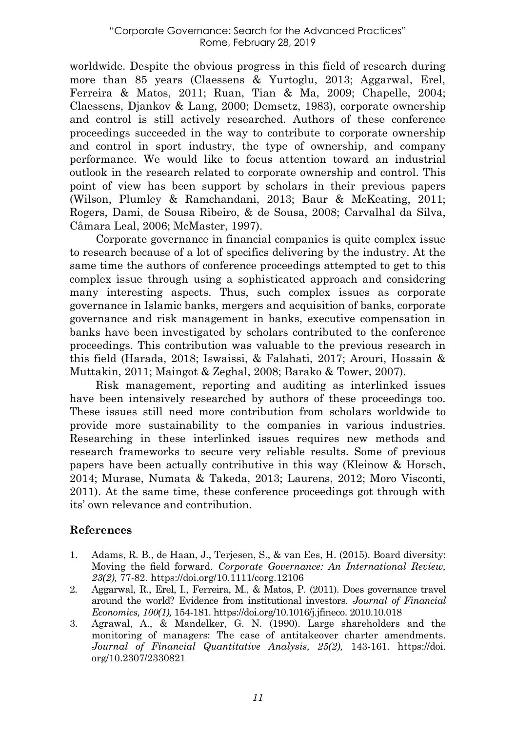worldwide. Despite the obvious progress in this field of research during more than 85 years (Claessens & Yurtoglu, 2013; Aggarwal, Erel, Ferreira & Matos, 2011; Ruan, Tian & Ma, 2009; Chapelle, 2004; Claessens, Djankov & Lang, 2000; Demsetz, 1983), corporate ownership and control is still actively researched. Authors of these conference proceedings succeeded in the way to contribute to corporate ownership and control in sport industry, the type of ownership, and company performance. We would like to focus attention toward an industrial outlook in the research related to corporate ownership and control. This point of view has been support by scholars in their previous papers (Wilson, Plumley & Ramchandani, 2013; Baur & McKeating, 2011; Rogers, Dami, de Sousa Ribeiro, & de Sousa, 2008; Carvalhal da Silva, Câmara Leal, 2006; McMaster, 1997).

Corporate governance in financial companies is quite complex issue to research because of a lot of specifics delivering by the industry. At the same time the authors of conference proceedings attempted to get to this complex issue through using a sophisticated approach and considering many interesting aspects. Thus, such complex issues as corporate governance in Islamic banks, mergers and acquisition of banks, corporate governance and risk management in banks, executive compensation in banks have been investigated by scholars contributed to the conference proceedings. This contribution was valuable to the previous research in this field (Harada, 2018; Iswaissi, & Falahati, 2017; Arouri, Hossain & Muttakin, 2011; Maingot & Zeghal, 2008; Barako & Tower, 2007).

Risk management, reporting and auditing as interlinked issues have been intensively researched by authors of these proceedings too. These issues still need more contribution from scholars worldwide to provide more sustainability to the companies in various industries. Researching in these interlinked issues requires new methods and research frameworks to secure very reliable results. Some of previous papers have been actually contributive in this way (Kleinow & Horsch, 2014; Murase, Numata & Takeda, 2013; Laurens, 2012; Moro Visconti, 2011). At the same time, these conference proceedings got through with its' own relevance and contribution.

## References

1. Adams, R. B., de Haan, J., Terjesen, S., & van Ees, H. (2015). Board diversity: Moving the field forward. *Corporate Governance: An International Review, 23(2),* 77-82. https://doi.org/10.1111/corg.12106
2. Aggarwal, R., Erel, I., Ferreira, M., & Matos, P. (2011). Does governance travel around the world? Evidence from institutional investors. *Journal of Financial Economics, 100(1),* 154-181. https://doi.org/10.1016/j.jfineco. 2010.10.018
3. Agrawal, A., & Mandelker, G. N. (1990). Large shareholders and the monitoring of managers: The case of antitakeover charter amendments. *Journal of Financial Quantitative Analysis, 25(2),* 143-161. https://doi.org/10.2307/2330821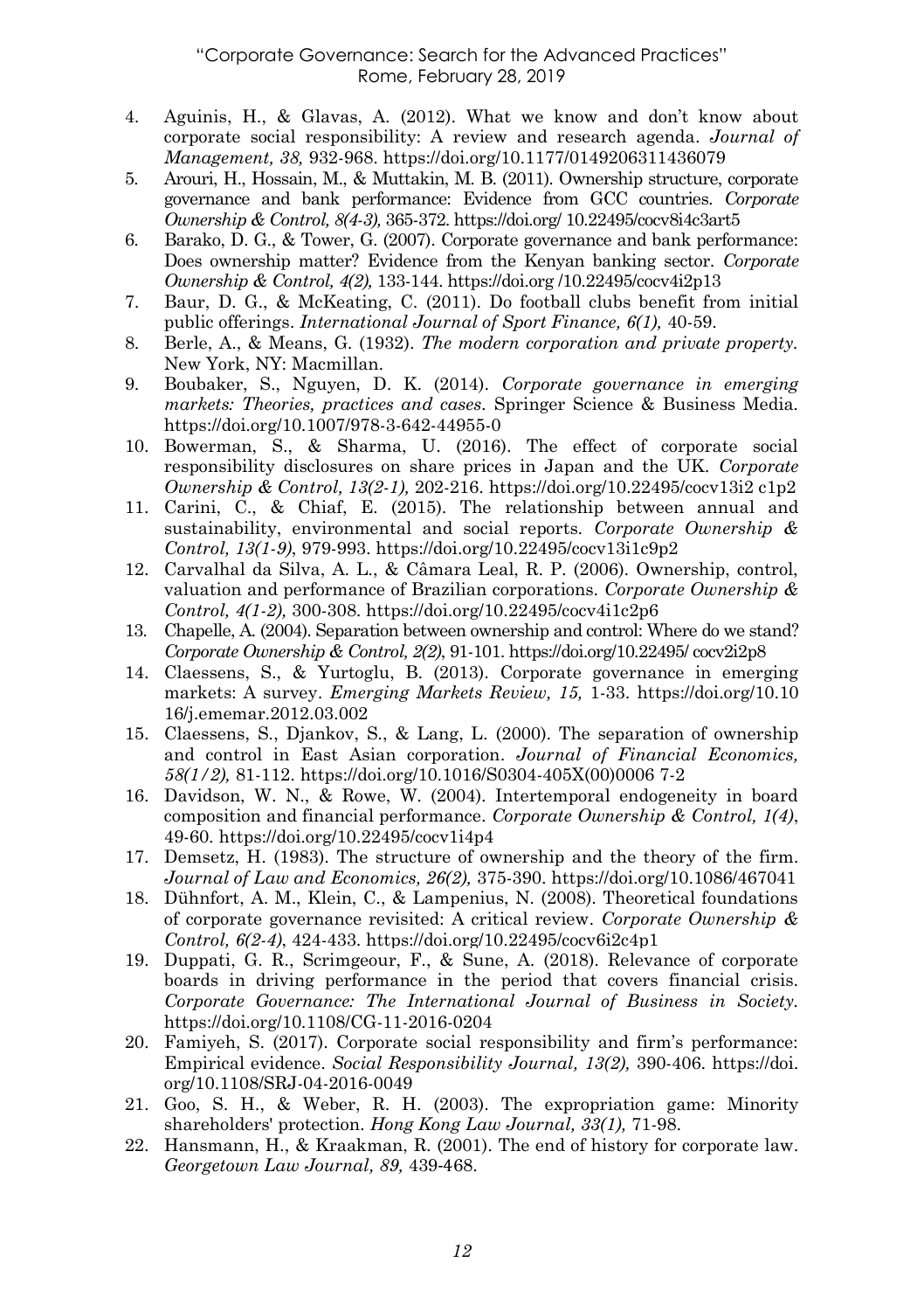4. Aguinis, H., & Glavas, A. (2012). What we know and don't know about corporate social responsibility: A review and research agenda. *Journal of Management, 38,* 932-968. https://doi.org/10.1177/0149206311436079
5. Arouri, H., Hossain, M., & Muttakin, M. B. (2011). Ownership structure, corporate governance and bank performance: Evidence from GCC countries. *Corporate Ownership & Control, 8(4-3),* 365-372. https://doi.org/ 10.22495/cocv8i4c3art5
6. Barako, D. G., & Tower, G. (2007). Corporate governance and bank performance: Does ownership matter? Evidence from the Kenyan banking sector. *Corporate Ownership & Control, 4(2),* 133-144. https://doi.org /10.22495/cocv4i2p13
7. Baur, D. G., & McKeating, C. (2011). Do football clubs benefit from initial public offerings. *International Journal of Sport Finance, 6(1),* 40-59.
8. Berle, A., & Means, G. (1932). *The modern corporation and private property.* New York, NY: Macmillan.
9. Boubaker, S., Nguyen, D. K. (2014). *Corporate governance in emerging markets: Theories, practices and cases*. Springer Science & Business Media. https://doi.org/10.1007/978-3-642-44955-0
10. Bowerman, S., & Sharma, U. (2016). The effect of corporate social responsibility disclosures on share prices in Japan and the UK. *Corporate Ownership & Control, 13(2-1),* 202-216. https://doi.org/10.22495/cocv13i2 c1p2
11. Carini, C., & Chiaf, E. (2015). The relationship between annual and sustainability, environmental and social reports. *Corporate Ownership & Control, 13(1-9)*, 979-993. https://doi.org/10.22495/cocv13i1c9p2
12. Carvalhal da Silva, A. L., & Câmara Leal, R. P. (2006). Ownership, control, valuation and performance of Brazilian corporations. *Corporate Ownership & Control, 4(1-2),* 300-308. https://doi.org/10.22495/cocv4i1c2p6
13. Chapelle, A. (2004). Separation between ownership and control: Where do we stand? *Corporate Ownership & Control, 2(2)*, 91-101. https://doi.org/10.22495/ cocv2i2p8
14. Claessens, S., & Yurtoglu, B. (2013). Corporate governance in emerging markets: A survey. *Emerging Markets Review, 15,* 1-33. https://doi.org/10.10 16/j.ememar.2012.03.002
15. Claessens, S., Djankov, S., & Lang, L. (2000). The separation of ownership and control in East Asian corporation. *Journal of Financial Economics, 58(1/2),* 81-112. https://doi.org/10.1016/S0304-405X(00)0006 7-2
16. Davidson, W. N., & Rowe, W. (2004). Intertemporal endogeneity in board composition and financial performance. *Corporate Ownership & Control, 1(4)*, 49-60. https://doi.org/10.22495/cocv1i4p4
17. Demsetz, H. (1983). The structure of ownership and the theory of the firm. *Journal of Law and Economics, 26(2),* 375-390. https://doi.org/10.1086/467041
18. Dühnfort, A. M., Klein, C., & Lampenius, N. (2008). Theoretical foundations of corporate governance revisited: A critical review. *Corporate Ownership & Control, 6(2-4)*, 424-433. https://doi.org/10.22495/cocv6i2c4p1
19. Duppati, G. R., Scrimgeour, F., & Sune, A. (2018). Relevance of corporate boards in driving performance in the period that covers financial crisis. *Corporate Governance: The International Journal of Business in Society*. https://doi.org/10.1108/CG-11-2016-0204
20. Famiyeh, S. (2017). Corporate social responsibility and firm's performance: Empirical evidence. *Social Responsibility Journal, 13(2),* 390-406. https://doi. org/10.1108/SRJ-04-2016-0049
21. Goo, S. H., & Weber, R. H. (2003). The expropriation game: Minority shareholders' protection. *Hong Kong Law Journal, 33(1),* 71-98.
22. Hansmann, H., & Kraakman, R. (2001). The end of history for corporate law. *Georgetown Law Journal, 89,* 439-468.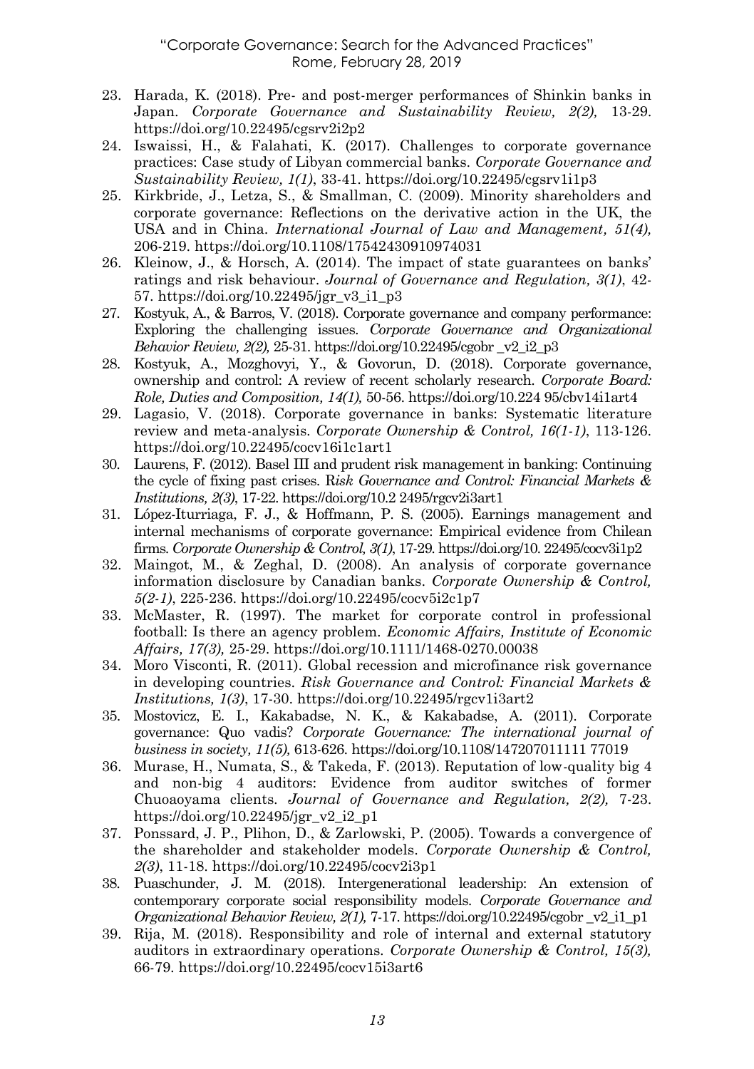23. Harada, K. (2018). Pre- and post-merger performances of Shinkin banks in Japan. *Corporate Governance and Sustainability Review, 2(2),* 13-29. https://doi.org/10.22495/cgsrv2i2p2
24. Iswaissi, H., & Falahati, K. (2017). Challenges to corporate governance practices: Case study of Libyan commercial banks. *Corporate Governance and Sustainability Review, 1(1)*, 33-41. https://doi.org/10.22495/cgsrv1i1p3
25. Kirkbride, J., Letza, S., & Smallman, C. (2009). Minority shareholders and corporate governance: Reflections on the derivative action in the UK, the USA and in China. *International Journal of Law and Management, 51(4),* 206-219. https://doi.org/10.1108/17542430910974031
26. Kleinow, J., & Horsch, A. (2014). The impact of state guarantees on banks' ratings and risk behaviour. *Journal of Governance and Regulation, 3(1)*, 42-57. https://doi.org/10.22495/jgr_v3_i1_p3
27. Kostyuk, A., & Barros, V. (2018). Corporate governance and company performance: Exploring the challenging issues. *Corporate Governance and Organizational Behavior Review, 2(2),* 25-31. https://doi.org/10.22495/cgobr _v2_i2_p3
28. Kostyuk, A., Mozghovyi, Y., & Govorun, D. (2018). Corporate governance, ownership and control: A review of recent scholarly research. *Corporate Board: Role, Duties and Composition, 14(1),* 50-56. https://doi.org/10.224 95/cbv14i1art4
29. Lagasio, V. (2018). Corporate governance in banks: Systematic literature review and meta-analysis. *Corporate Ownership & Control, 16(1-1)*, 113-126. https://doi.org/10.22495/cocv16i1c1art1
30. Laurens, F. (2012). Basel III and prudent risk management in banking: Continuing the cycle of fixing past crises. R*isk Governance and Control: Financial Markets & Institutions, 2(3)*, 17-22. https://doi.org/10.2 2495/rgcv2i3art1
31. López-Iturriaga, F. J., & Hoffmann, P. S. (2005). Earnings management and internal mechanisms of corporate governance: Empirical evidence from Chilean firms. *Corporate Ownership & Control, 3(1)*, 17-29. https://doi.org/10. 22495/cocv3i1p2
32. Maingot, M., & Zeghal, D. (2008). An analysis of corporate governance information disclosure by Canadian banks. *Corporate Ownership & Control, 5(2-1)*, 225-236. https://doi.org/10.22495/cocv5i2c1p7
33. McMaster, R. (1997). The market for corporate control in professional football: Is there an agency problem. *Economic Affairs, Institute of Economic Affairs, 17(3),* 25-29. https://doi.org/10.1111/1468-0270.00038
34. Moro Visconti, R. (2011). Global recession and microfinance risk governance in developing countries. *Risk Governance and Control: Financial Markets & Institutions, 1(3)*, 17-30. https://doi.org/10.22495/rgcv1i3art2
35. Mostovicz, E. I., Kakabadse, N. K., & Kakabadse, A. (2011). Corporate governance: Quo vadis? *Corporate Governance: The international journal of business in society, 11(5),* 613-626. https://doi.org/10.1108/147207011111 77019
36. Murase, H., Numata, S., & Takeda, F. (2013). Reputation of low-quality big 4 and non-big 4 auditors: Evidence from auditor switches of former Chuoaoyama clients. *Journal of Governance and Regulation, 2(2),* 7-23. https://doi.org/10.22495/jgr_v2_i2_p1
37. Ponssard, J. P., Plihon, D., & Zarlowski, P. (2005). Towards a convergence of the shareholder and stakeholder models. *Corporate Ownership & Control, 2(3)*, 11-18. https://doi.org/10.22495/cocv2i3p1
38. Puaschunder, J. M. (2018). Intergenerational leadership: An extension of contemporary corporate social responsibility models. *Corporate Governance and Organizational Behavior Review, 2(1),* 7-17. https://doi.org/10.22495/cgobr _v2_i1_p1
39. Rija, M. (2018). Responsibility and role of internal and external statutory auditors in extraordinary operations. *Corporate Ownership & Control, 15(3),* 66-79. https://doi.org/10.22495/cocv15i3art6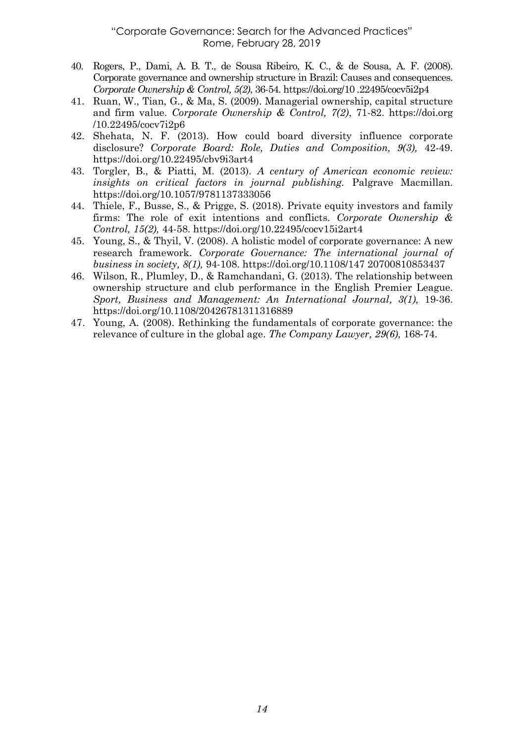40. Rogers, P., Dami, A. B. T., de Sousa Ribeiro, K. C., & de Sousa, A. F. (2008). Corporate governance and ownership structure in Brazil: Causes and consequences. *Corporate Ownership & Control, 5(2)*, 36-54. https://doi.org/10 .22495/cocv5i2p4
41. Ruan, W., Tian, G., & Ma, S. (2009). Managerial ownership, capital structure and firm value. *Corporate Ownership & Control, 7(2)*, 71-82. https://doi.org /10.22495/cocv7i2p6
42. Shehata, N. F. (2013). How could board diversity influence corporate disclosure? *Corporate Board: Role, Duties and Composition, 9(3),* 42-49. https://doi.org/10.22495/cbv9i3art4
43. Torgler, B., & Piatti, M. (2013). *A century of American economic review: insights on critical factors in journal publishing.* Palgrave Macmillan. https://doi.org/10.1057/9781137333056
44. Thiele, F., Busse, S., & Prigge, S. (2018). Private equity investors and family firms: The role of exit intentions and conflicts. *Corporate Ownership & Control, 15(2),* 44-58. https://doi.org/10.22495/cocv15i2art4
45. Young, S., & Thyil, V. (2008). A holistic model of corporate governance: A new research framework. *Corporate Governance: The international journal of business in society, 8(1),* 94-108. https://doi.org/10.1108/147 20700810853437
46. Wilson, R., Plumley, D., & Ramchandani, G. (2013). The relationship between ownership structure and club performance in the English Premier League. *Sport, Business and Management: An International Journal, 3(1),* 19-36. https://doi.org/10.1108/20426781311316889
47. Young, A. (2008). Rethinking the fundamentals of corporate governance: the relevance of culture in the global age. *The Company Lawyer, 29(6),* 168-74.